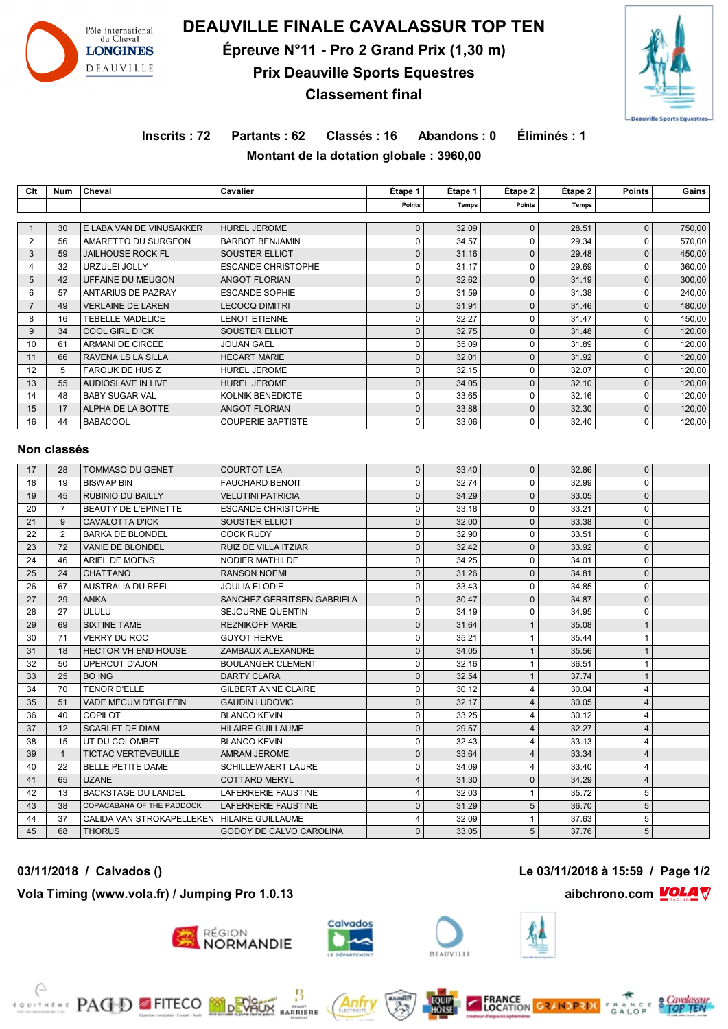# DEAUVILLE FINALE CAVALASSUR TOP TEN

## Épreuve N°11 - Pro 2 Grand Prix (1,30 m)

## Prix Deauville Sports Equestres

## Classement final

**Inscrits : 72 Partants : 62 Classés : 16 Abandons : 0 Éliminés : 1**

**Montant de la dotation globale : 3960,00**

| Clt | Num | Cheval | Cavalier | Étape 1 Points | Étape 1 Temps | Étape 2 Points | Étape 2 Temps | Points | Gains |
|---|---|---|---|---|---|---|---|---|---|
| 1 | 30 | E LABA VAN DE VINUSAKKER | HUREL JEROME | 0 | 32.09 | 0 | 28.51 | 0 | 750,00 |
| 2 | 56 | AMARETTO DU SURGEON | BARBOT BENJAMIN | 0 | 34.57 | 0 | 29.34 | 0 | 570,00 |
| 3 | 59 | JAILHOUSE ROCK FL | SOUSTER ELLIOT | 0 | 31.16 | 0 | 29.48 | 0 | 450,00 |
| 4 | 32 | URZULEI JOLLY | ESCANDE CHRISTOPHE | 0 | 31.17 | 0 | 29.69 | 0 | 360,00 |
| 5 | 42 | UFFAINE DU MEUGON | ANGOT FLORIAN | 0 | 32.62 | 0 | 31.19 | 0 | 300,00 |
| 6 | 57 | ANTARIUS DE PAZRAY | ESCANDE SOPHIE | 0 | 31.59 | 0 | 31.38 | 0 | 240,00 |
| 7 | 49 | VERLAINE DE LAREN | LECOCQ DIMITRI | 0 | 31.91 | 0 | 31.46 | 0 | 180,00 |
| 8 | 16 | TEBELLE MADELICE | LENOT ETIENNE | 0 | 32.27 | 0 | 31.47 | 0 | 150,00 |
| 9 | 34 | COOL GIRL D'ICK | SOUSTER ELLIOT | 0 | 32.75 | 0 | 31.48 | 0 | 120,00 |
| 10 | 61 | ARMANI DE CIRCEE | JOUAN GAEL | 0 | 35.09 | 0 | 31.89 | 0 | 120,00 |
| 11 | 66 | RAVENA LS LA SILLA | HECART MARIE | 0 | 32.01 | 0 | 31.92 | 0 | 120,00 |
| 12 | 5 | FAROUK DE HUS Z | HUREL JEROME | 0 | 32.15 | 0 | 32.07 | 0 | 120,00 |
| 13 | 55 | AUDIOSLAVE IN LIVE | HUREL JEROME | 0 | 34.05 | 0 | 32.10 | 0 | 120,00 |
| 14 | 48 | BABY SUGAR VAL | KOLNIK BENEDICTE | 0 | 33.65 | 0 | 32.16 | 0 | 120,00 |
| 15 | 17 | ALPHA DE LA BOTTE | ANGOT FLORIAN | 0 | 33.88 | 0 | 32.30 | 0 | 120,00 |
| 16 | 44 | BABACOOL | COUPERIE BAPTISTE | 0 | 33.06 | 0 | 32.40 | 0 | 120,00 |

## Non classés

| Clt | Num | Cheval | Cavalier | Étape 1 Points | Étape 1 Temps | Étape 2 Points | Étape 2 Temps | Points | Gains |
|---|---|---|---|---|---|---|---|---|---|
| 17 | 28 | TOMMASO DU GENET | COURTOT LEA | 0 | 33.40 | 0 | 32.86 | 0 | |
| 18 | 19 | BISWAP BIN | FAUCHARD BENOIT | 0 | 32.74 | 0 | 32.99 | 0 | |
| 19 | 45 | RUBINIO DU BAILLY | VELUTINI PATRICIA | 0 | 34.29 | 0 | 33.05 | 0 | |
| 20 | 7 | BEAUTY DE L'EPINETTE | ESCANDE CHRISTOPHE | 0 | 33.18 | 0 | 33.21 | 0 | |
| 21 | 9 | CAVALOTTA D'ICK | SOUSTER ELLIOT | 0 | 32.00 | 0 | 33.38 | 0 | |
| 22 | 2 | BARKA DE BLONDEL | COCK RUDY | 0 | 32.90 | 0 | 33.51 | 0 | |
| 23 | 72 | VANIE DE BLONDEL | RUIZ DE VILLA ITZIAR | 0 | 32.42 | 0 | 33.92 | 0 | |
| 24 | 46 | ARIEL DE MOENS | NODIER MATHILDE | 0 | 34.25 | 0 | 34.01 | 0 | |
| 25 | 24 | CHATTANO | RANSON NOEMI | 0 | 31.26 | 0 | 34.81 | 0 | |
| 26 | 67 | AUSTRALIA DU REEL | JOULIA ELODIE | 0 | 33.43 | 0 | 34.85 | 0 | |
| 27 | 29 | ANKA | SANCHEZ GERRITSEN GABRIELA | 0 | 30.47 | 0 | 34.87 | 0 | |
| 28 | 27 | ULULU | SEJOURNE QUENTIN | 0 | 34.19 | 0 | 34.95 | 0 | |
| 29 | 69 | SIXTINE TAME | REZNIKOFF MARIE | 0 | 31.64 | 1 | 35.08 | 1 | |
| 30 | 71 | VERRY DU ROC | GUYOT HERVE | 0 | 35.21 | 1 | 35.44 | 1 | |
| 31 | 18 | HECTOR VH END HOUSE | ZAMBAUX ALEXANDRE | 0 | 34.05 | 1 | 35.56 | 1 | |
| 32 | 50 | UPERCUT D'AJON | BOULANGER CLEMENT | 0 | 32.16 | 1 | 36.51 | 1 | |
| 33 | 25 | BO ING | DARTY CLARA | 0 | 32.54 | 1 | 37.74 | 1 | |
| 34 | 70 | TENOR D'ELLE | GILBERT ANNE CLAIRE | 0 | 30.12 | 4 | 30.04 | 4 | |
| 35 | 51 | VADE MECUM D'EGLEFIN | GAUDIN LUDOVIC | 0 | 32.17 | 4 | 30.05 | 4 | |
| 36 | 40 | COPILOT | BLANCO KEVIN | 0 | 33.25 | 4 | 30.12 | 4 | |
| 37 | 12 | SCARLET DE DIAM | HILAIRE GUILLAUME | 0 | 29.57 | 4 | 32.27 | 4 | |
| 38 | 15 | UT DU COLOMBET | BLANCO KEVIN | 0 | 32.43 | 4 | 33.13 | 4 | |
| 39 | 1 | TICTAC VERTEVEUILLE | AMRAM JEROME | 0 | 33.64 | 4 | 33.34 | 4 | |
| 40 | 22 | BELLE PETITE DAME | SCHILLEWAERT LAURE | 0 | 34.09 | 4 | 33.40 | 4 | |
| 41 | 65 | UZANE | COTTARD MERYL | 4 | 31.30 | 0 | 34.29 | 4 | |
| 42 | 13 | BACKSTAGE DU LANDEL | LAFERRERIE FAUSTINE | 4 | 32.03 | 1 | 35.72 | 5 | |
| 43 | 38 | COPACABANA OF THE PADDOCK | LAFERRERIE FAUSTINE | 0 | 31.29 | 5 | 36.70 | 5 | |
| 44 | 37 | CALIDA VAN STROKAPELLEKEN | HILAIRE GUILLAUME | 4 | 32.09 | 1 | 37.63 | 5 | |
| 45 | 68 | THORUS | GODOY DE CALVO CAROLINA | 0 | 33.05 | 5 | 37.76 | 5 | |

**03/11/2018 / Calvados ()** **Le 03/11/2018 à 15:59**

**Vola Timing (www.vola.fr) / Jumping Pro 1.0.13** **aibchrono.com**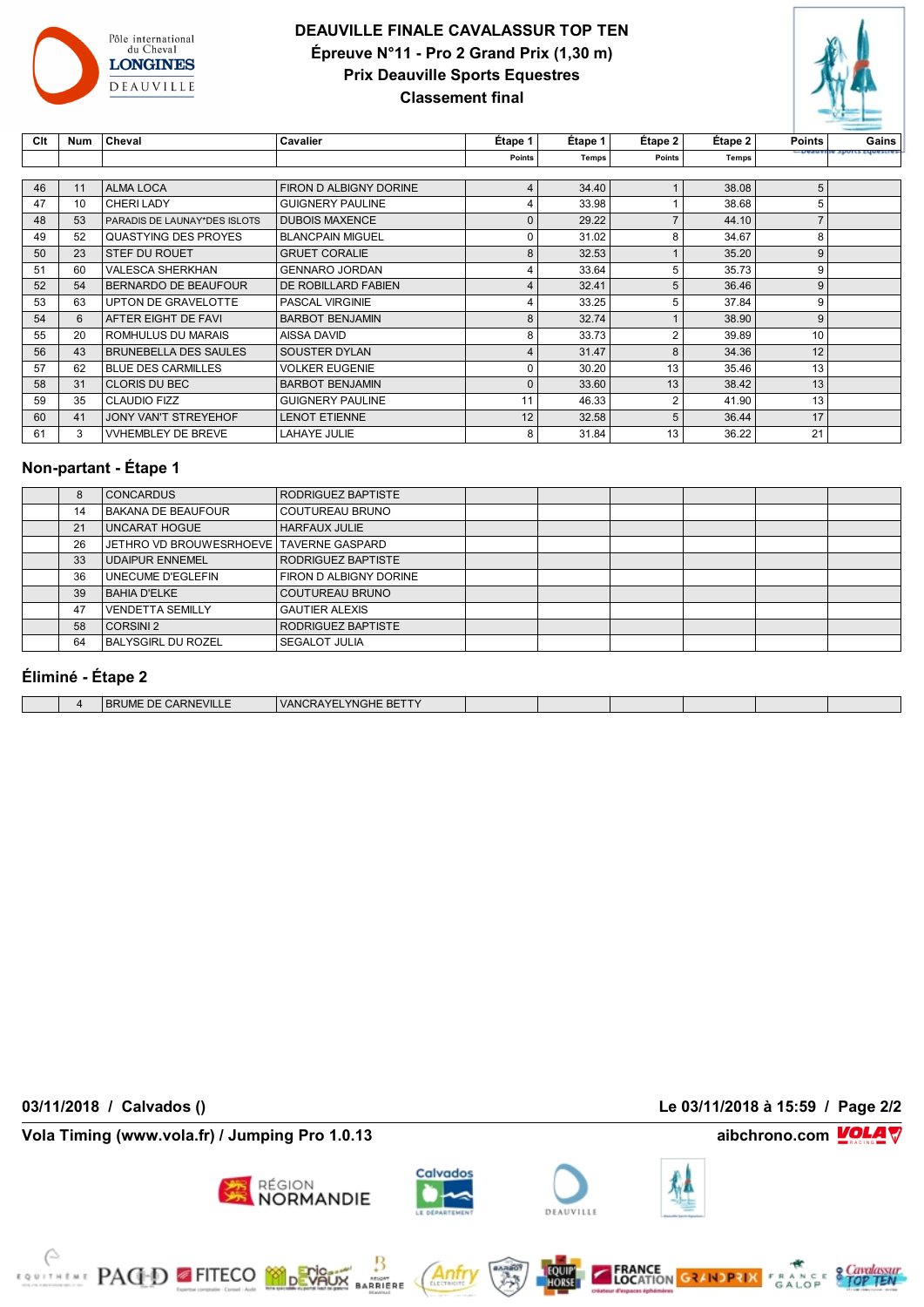# DEAUVILLE FINALE CAVALASSUR TOP TEN

## Épreuve N°11 - Pro 2 Grand Prix (1,30 m)

## Prix Deauville Sports Equestres

## Classement final

| Clt | Num | Cheval | Cavalier | Étape 1 Points | Étape 1 Temps | Étape 2 Points | Étape 2 Temps | Points | Gains |
|---|---|---|---|---|---|---|---|---|---|
| 46 | 11 | ALMA LOCA | FIRON D ALBIGNY DORINE | 4 | 34.40 | 1 | 38.08 | 5 | |
| 47 | 10 | CHERI LADY | GUIGNERY PAULINE | 4 | 33.98 | 1 | 38.68 | 5 | |
| 48 | 53 | PARADIS DE LAUNAY*DES ISLOTS | DUBOIS MAXENCE | 0 | 29.22 | 7 | 44.10 | 7 | |
| 49 | 52 | QUASTYING DES PROYES | BLANCPAIN MIGUEL | 0 | 31.02 | 8 | 34.67 | 8 | |
| 50 | 23 | STEF DU ROUET | GRUET CORALIE | 8 | 32.53 | 1 | 35.20 | 9 | |
| 51 | 60 | VALESCA SHERKHAN | GENNARO JORDAN | 4 | 33.64 | 5 | 35.73 | 9 | |
| 52 | 54 | BERNARDO DE BEAUFOUR | DE ROBILLARD FABIEN | 4 | 32.41 | 5 | 36.46 | 9 | |
| 53 | 63 | UPTON DE GRAVELOTTE | PASCAL VIRGINIE | 4 | 33.25 | 5 | 37.84 | 9 | |
| 54 | 6 | AFTER EIGHT DE FAVI | BARBOT BENJAMIN | 8 | 32.74 | 1 | 38.90 | 9 | |
| 55 | 20 | ROMHULUS DU MARAIS | AISSA DAVID | 8 | 33.73 | 2 | 39.89 | 10 | |
| 56 | 43 | BRUNEBELLA DES SAULES | SOUSTER DYLAN | 4 | 31.47 | 8 | 34.36 | 12 | |
| 57 | 62 | BLUE DES CARMILLES | VOLKER EUGENIE | 0 | 30.20 | 13 | 35.46 | 13 | |
| 58 | 31 | CLORIS DU BEC | BARBOT BENJAMIN | 0 | 33.60 | 13 | 38.42 | 13 | |
| 59 | 35 | CLAUDIO FIZZ | GUIGNERY PAULINE | 11 | 46.33 | 2 | 41.90 | 13 | |
| 60 | 41 | JONY VAN'T STREYEHOF | LENOT ETIENNE | 12 | 32.58 | 5 | 36.44 | 17 | |
| 61 | 3 | VVHEMBLEY DE BREVE | LAHAYE JULIE | 8 | 31.84 | 13 | 36.22 | 21 | |

## Non-partant - Étape 1

| Clt | Num | Cheval | Cavalier | Étape 1 Points | Étape 1 Temps | Étape 2 Points | Étape 2 Temps | Points | Gains |
|---|---|---|---|---|---|---|---|---|---|
| | 8 | CONCARDUS | RODRIGUEZ BAPTISTE | | | | | | |
| | 14 | BAKANA DE BEAUFOUR | COUTUREAU BRUNO | | | | | | |
| | 21 | UNCARAT HOGUE | HARFAUX JULIE | | | | | | |
| | 26 | JETHRO VD BROUWESRHOEVE | TAVERNE GASPARD | | | | | | |
| | 33 | UDAIPUR ENNEMEL | RODRIGUEZ BAPTISTE | | | | | | |
| | 36 | UNECUME D'EGLEFIN | FIRON D ALBIGNY DORINE | | | | | | |
| | 39 | BAHIA D'ELKE | COUTUREAU BRUNO | | | | | | |
| | 47 | VENDETTA SEMILLY | GAUTIER ALEXIS | | | | | | |
| | 58 | CORSINI 2 | RODRIGUEZ BAPTISTE | | | | | | |
| | 64 | BALYSGIRL DU ROZEL | SEGALOT JULIA | | | | | | |

## Éliminé - Étape 2

| Clt | Num | Cheval | Cavalier | Étape 1 Points | Étape 1 Temps | Étape 2 Points | Étape 2 Temps | Points | Gains |
|---|---|---|---|---|---|---|---|---|---|
| | 4 | BRUME DE CARNEVILLE | VANCRAYELYNGHE BETTY | | | | | | |

**03/11/2018 / Calvados ()** | **Le 03/11/2018 à 15:59**

**Vola Timing (www.vola.fr) / Jumping Pro 1.0.13** | **aibchrono.com**